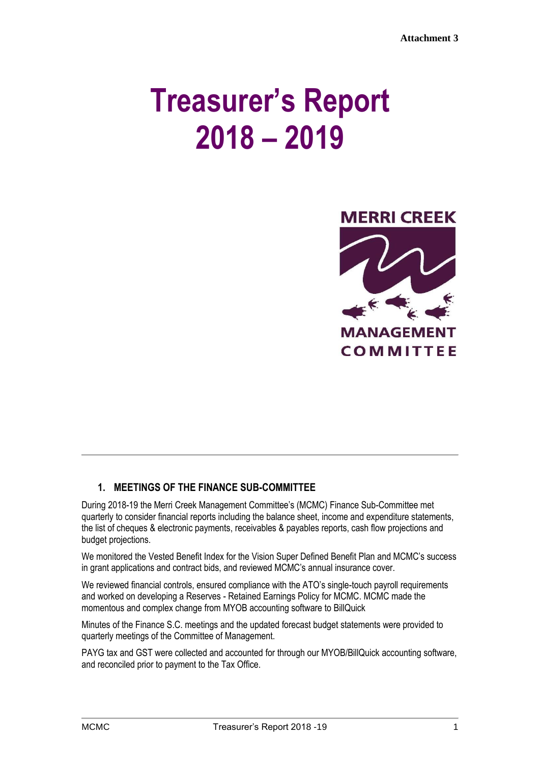Attachment 3

# Treasurer's Report 2018 – 2019

MERRI CREEK MANAGEMENT COMMITTEE

## 1. MEETINGS OF THE FINANCE SUB-COMMITTEE

During 2018-19 the Merri Creek Management Committee's (MCMC) Finance Sub-Committee met quarterly to consider financial reports including the balance sheet, income and expenditure statements, the list of cheques & electronic payments, receivables & payables reports, cash flow projections and budget projections.

We monitored the Vested Benefit Index for the Vision Super Defined Benefit Plan and MCMC's success in grant applications and contract bids, and reviewed MCMC's annual insurance cover.

We reviewed financial controls, ensured compliance with the ATO's single-touch payroll requirements and worked on developing a Reserves - Retained Earnings Policy for MCMC. MCMC made the momentous and complex change from MYOB accounting software to BillQuick

Minutes of the Finance S.C. meetings and the updated forecast budget statements were provided to quarterly meetings of the Committee of Management.

PAYG tax and GST were collected and accounted for through our MYOB/BillQuick accounting software, and reconciled prior to payment to the Tax Office.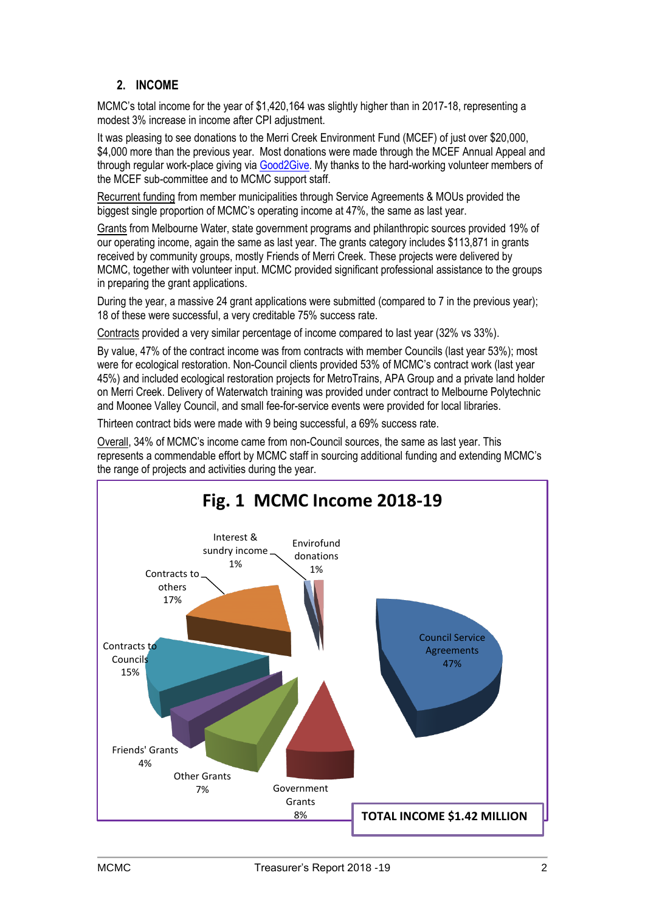## 2. INCOME

MCMC's total income for the year of $1,420,164 was slightly higher than in 2017-18, representing a modest 3% increase in income after CPI adjustment.

It was pleasing to see donations to the Merri Creek Environment Fund (MCEF) of just over $20,000, $4,000 more than the previous year. Most donations were made through the MCEF Annual Appeal and through regular work-place giving via Good2Give. My thanks to the hard-working volunteer members of the MCEF sub-committee and to MCMC support staff.

Recurrent funding from member municipalities through Service Agreements & MOUs provided the biggest single proportion of MCMC's operating income at 47%, the same as last year.

Grants from Melbourne Water, state government programs and philanthropic sources provided 19% of our operating income, again the same as last year. The grants category includes $113,871 in grants received by community groups, mostly Friends of Merri Creek. These projects were delivered by MCMC, together with volunteer input. MCMC provided significant professional assistance to the groups in preparing the grant applications.

During the year, a massive 24 grant applications were submitted (compared to 7 in the previous year); 18 of these were successful, a very creditable 75% success rate.

Contracts provided a very similar percentage of income compared to last year (32% vs 33%).

By value, 47% of the contract income was from contracts with member Councils (last year 53%); most were for ecological restoration. Non-Council clients provided 53% of MCMC's contract work (last year 45%) and included ecological restoration projects for MetroTrains, APA Group and a private land holder on Merri Creek. Delivery of Waterwatch training was provided under contract to Melbourne Polytechnic and Moonee Valley Council, and small fee-for-service events were provided for local libraries.

Thirteen contract bids were made with 9 being successful, a 69% success rate.

Overall, 34% of MCMC's income came from non-Council sources, the same as last year. This represents a commendable effort by MCMC staff in sourcing additional funding and extending MCMC's the range of projects and activities during the year.

**Fig. 1 MCMC Income 2018-19**

| Category | Share |
|---|---|
| Council Service Agreements | 47% |
| Government Grants | 8% |
| Other Grants | 7% |
| Friends' Grants | 4% |
| Contracts to Councils | 15% |
| Contracts to others | 17% |
| Interest & sundry income | 1% |
| Envirofund donations | 1% |

**TOTAL INCOME $1.42 MILLION**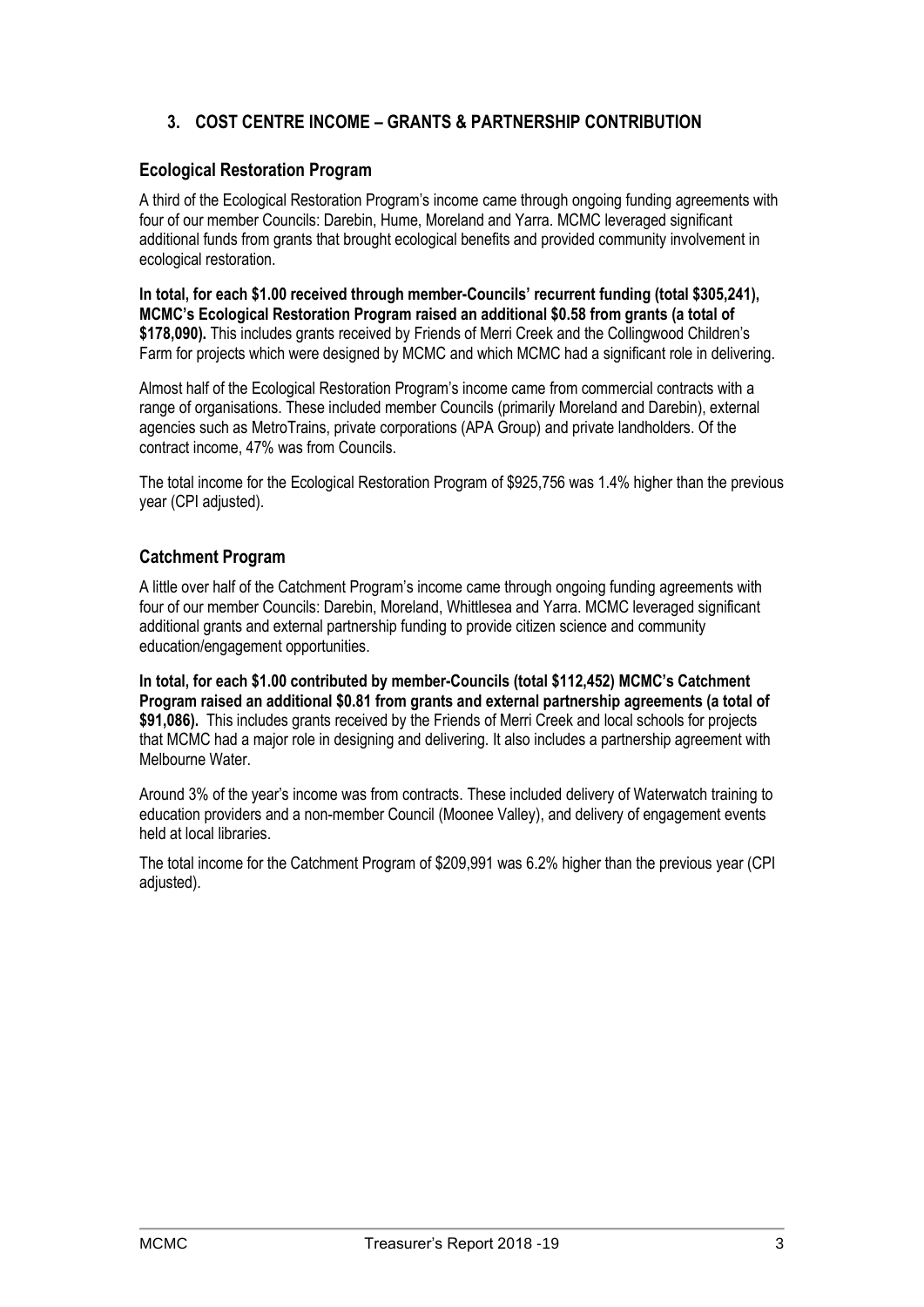## 3. COST CENTRE INCOME – GRANTS & PARTNERSHIP CONTRIBUTION

### Ecological Restoration Program

A third of the Ecological Restoration Program's income came through ongoing funding agreements with four of our member Councils: Darebin, Hume, Moreland and Yarra. MCMC leveraged significant additional funds from grants that brought ecological benefits and provided community involvement in ecological restoration.

**In total, for each $1.00 received through member-Councils' recurrent funding (total $305,241), MCMC's Ecological Restoration Program raised an additional $0.58 from grants (a total of $178,090).** This includes grants received by Friends of Merri Creek and the Collingwood Children's Farm for projects which were designed by MCMC and which MCMC had a significant role in delivering.

Almost half of the Ecological Restoration Program's income came from commercial contracts with a range of organisations. These included member Councils (primarily Moreland and Darebin), external agencies such as MetroTrains, private corporations (APA Group) and private landholders. Of the contract income, 47% was from Councils.

The total income for the Ecological Restoration Program of $925,756 was 1.4% higher than the previous year (CPI adjusted).

### Catchment Program

A little over half of the Catchment Program's income came through ongoing funding agreements with four of our member Councils: Darebin, Moreland, Whittlesea and Yarra. MCMC leveraged significant additional grants and external partnership funding to provide citizen science and community education/engagement opportunities.

**In total, for each $1.00 contributed by member-Councils (total $112,452) MCMC's Catchment Program raised an additional $0.81 from grants and external partnership agreements (a total of $91,086).** This includes grants received by the Friends of Merri Creek and local schools for projects that MCMC had a major role in designing and delivering. It also includes a partnership agreement with Melbourne Water.

Around 3% of the year's income was from contracts. These included delivery of Waterwatch training to education providers and a non-member Council (Moonee Valley), and delivery of engagement events held at local libraries.

The total income for the Catchment Program of $209,991 was 6.2% higher than the previous year (CPI adjusted).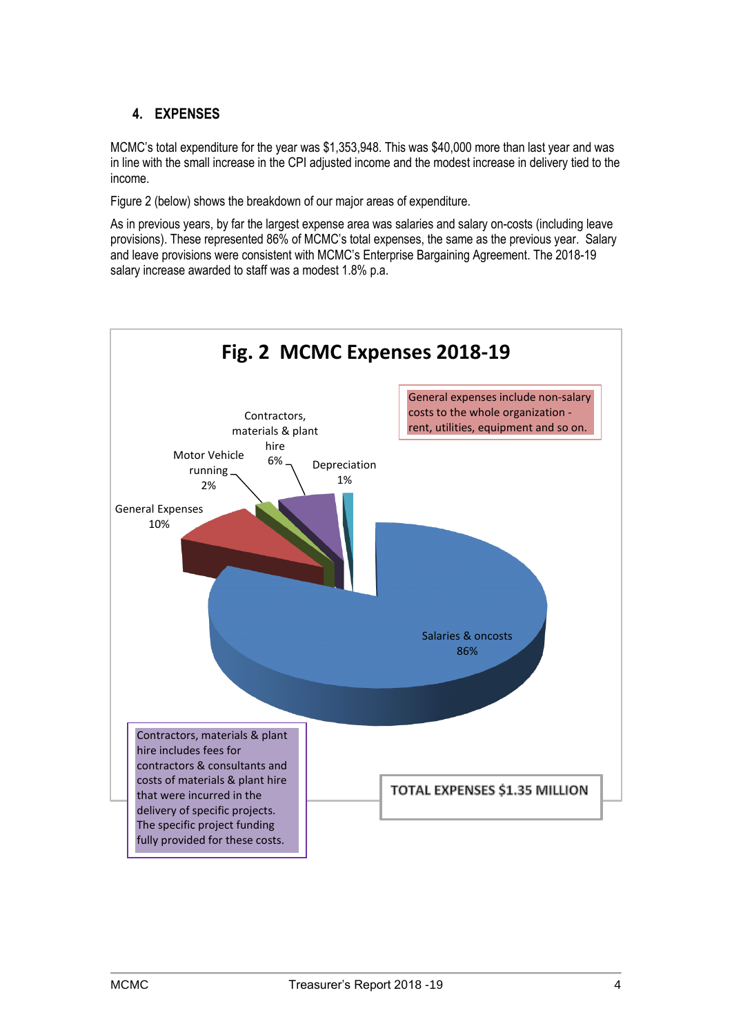## 4. EXPENSES

MCMC's total expenditure for the year was $1,353,948. This was $40,000 more than last year and was in line with the small increase in the CPI adjusted income and the modest increase in delivery tied to the income.

Figure 2 (below) shows the breakdown of our major areas of expenditure.

As in previous years, by far the largest expense area was salaries and salary on-costs (including leave provisions). These represented 86% of MCMC's total expenses, the same as the previous year. Salary and leave provisions were consistent with MCMC's Enterprise Bargaining Agreement. The 2018-19 salary increase awarded to staff was a modest 1.8% p.a.

**Fig. 2 MCMC Expenses 2018-19**

General expenses include non-salary costs to the whole organization - rent, utilities, equipment and so on.

Contractors, materials & plant hire 6%

Motor Vehicle running 2%

Depreciation 1%

General Expenses 10%

Salaries & oncosts 86%

Contractors, materials & plant hire includes fees for contractors & consultants and costs of materials & plant hire that were incurred in the delivery of specific projects. The specific project funding fully provided for these costs.

TOTAL EXPENSES $1.35 MILLION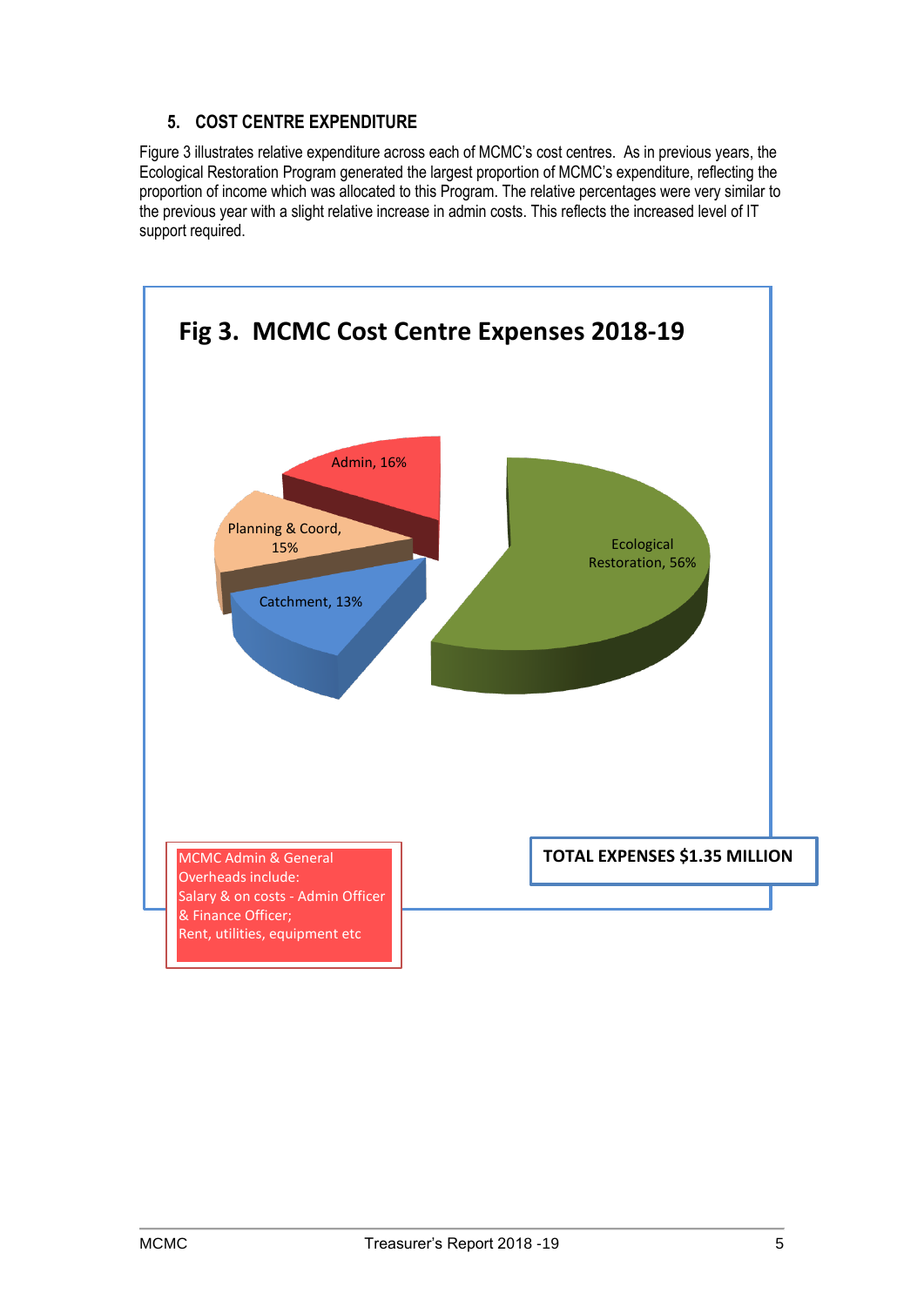## 5. COST CENTRE EXPENDITURE

Figure 3 illustrates relative expenditure across each of MCMC's cost centres. As in previous years, the Ecological Restoration Program generated the largest proportion of MCMC's expenditure, reflecting the proportion of income which was allocated to this Program. The relative percentages were very similar to the previous year with a slight relative increase in admin costs. This reflects the increased level of IT support required.

**Fig 3. MCMC Cost Centre Expenses 2018-19**

| Cost Centre | Share |
|---|---|
| Ecological Restoration | 56% |
| Admin | 16% |
| Planning & Coord | 15% |
| Catchment | 13% |

MCMC Admin & General Overheads include:
Salary & on costs - Admin Officer & Finance Officer;
Rent, utilities, equipment etc

**TOTAL EXPENSES $1.35 MILLION**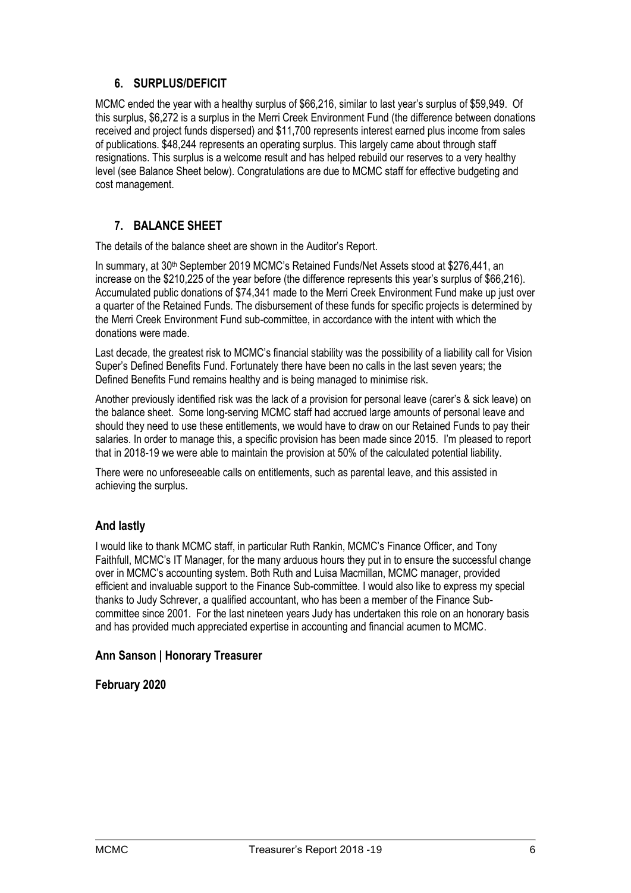## 6. SURPLUS/DEFICIT

MCMC ended the year with a healthy surplus of $66,216, similar to last year's surplus of $59,949. Of this surplus, $6,272 is a surplus in the Merri Creek Environment Fund (the difference between donations received and project funds dispersed) and $11,700 represents interest earned plus income from sales of publications. $48,244 represents an operating surplus. This largely came about through staff resignations. This surplus is a welcome result and has helped rebuild our reserves to a very healthy level (see Balance Sheet below). Congratulations are due to MCMC staff for effective budgeting and cost management.

## 7. BALANCE SHEET

The details of the balance sheet are shown in the Auditor's Report.

In summary, at 30th September 2019 MCMC's Retained Funds/Net Assets stood at $276,441, an increase on the $210,225 of the year before (the difference represents this year's surplus of $66,216). Accumulated public donations of $74,341 made to the Merri Creek Environment Fund make up just over a quarter of the Retained Funds. The disbursement of these funds for specific projects is determined by the Merri Creek Environment Fund sub-committee, in accordance with the intent with which the donations were made.

Last decade, the greatest risk to MCMC's financial stability was the possibility of a liability call for Vision Super's Defined Benefits Fund. Fortunately there have been no calls in the last seven years; the Defined Benefits Fund remains healthy and is being managed to minimise risk.

Another previously identified risk was the lack of a provision for personal leave (carer's & sick leave) on the balance sheet. Some long-serving MCMC staff had accrued large amounts of personal leave and should they need to use these entitlements, we would have to draw on our Retained Funds to pay their salaries. In order to manage this, a specific provision has been made since 2015. I'm pleased to report that in 2018-19 we were able to maintain the provision at 50% of the calculated potential liability.

There were no unforeseeable calls on entitlements, such as parental leave, and this assisted in achieving the surplus.

### And lastly

I would like to thank MCMC staff, in particular Ruth Rankin, MCMC's Finance Officer, and Tony Faithfull, MCMC's IT Manager, for the many arduous hours they put in to ensure the successful change over in MCMC's accounting system. Both Ruth and Luisa Macmillan, MCMC manager, provided efficient and invaluable support to the Finance Sub-committee. I would also like to express my special thanks to Judy Schrever, a qualified accountant, who has been a member of the Finance Sub-committee since 2001. For the last nineteen years Judy has undertaken this role on an honorary basis and has provided much appreciated expertise in accounting and financial acumen to MCMC.

**Ann Sanson | Honorary Treasurer**

**February 2020**